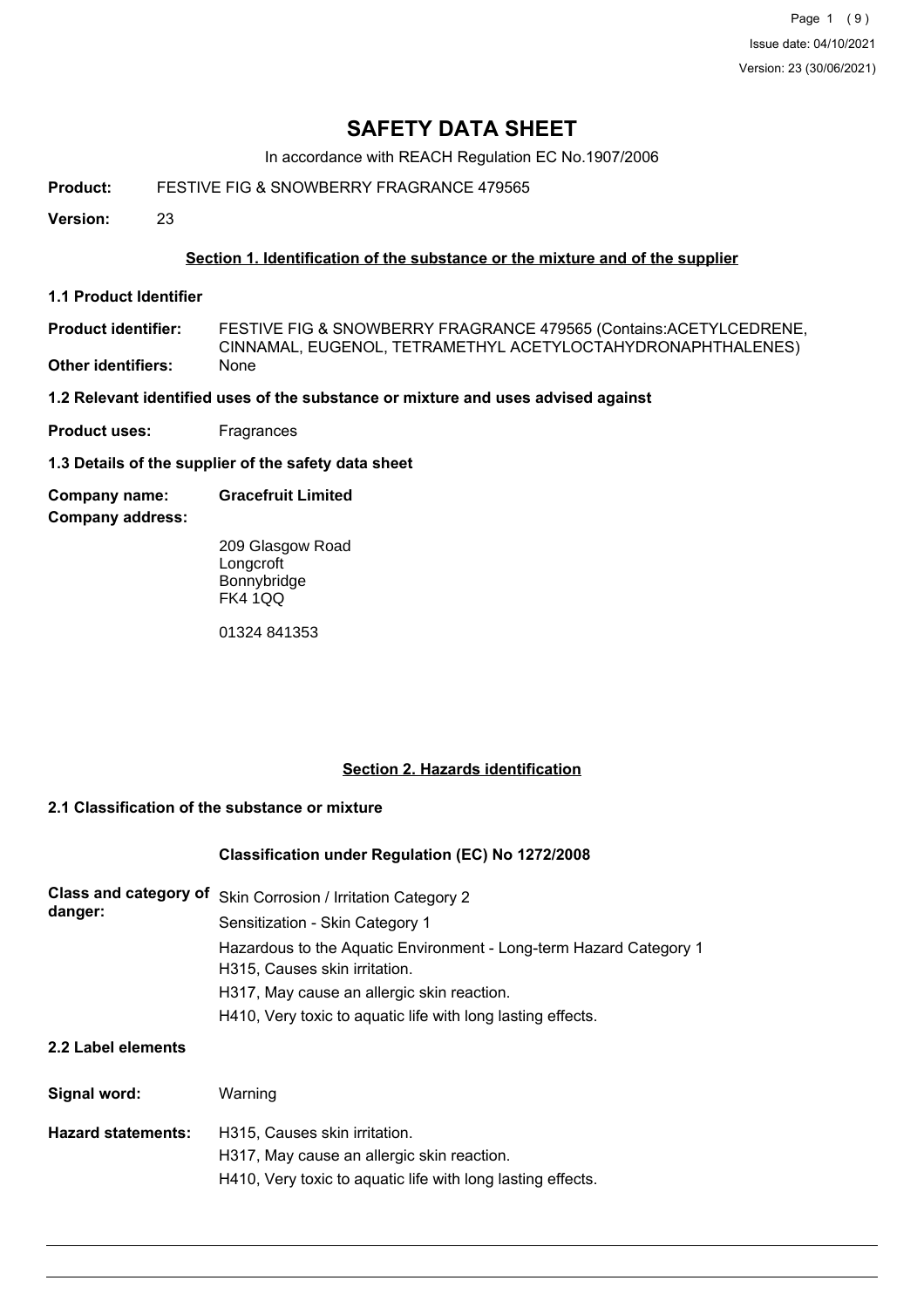# SAFETY DATA SHEET

In accordance with REACH Regulation EC No.1907/2006

**Product:** FESTIVE FIG & SNOWBERRY FRAGRANCE 479565

**Version:** 23

## Section 1. Identification of the substance or the mixture and of the supplier

### 1.1 Product Identifier

**Product identifier:** FESTIVE FIG & SNOWBERRY FRAGRANCE 479565 (Contains:ACETYLCEDRENE, CINNAMAL, EUGENOL, TETRAMETHYL ACETYLOCTAHYDRONAPHTHALENES)

**Other identifiers:** None

### 1.2 Relevant identified uses of the substance or mixture and uses advised against

**Product uses:** Fragrances

### 1.3 Details of the supplier of the safety data sheet

**Company name:** **Gracefruit Limited**

**Company address:**

209 Glasgow Road
Longcroft
Bonnybridge
FK4 1QQ

01324 841353

## Section 2. Hazards identification

### 2.1 Classification of the substance or mixture

**Classification under Regulation (EC) No 1272/2008**

**Class and category of danger:**

Skin Corrosion / Irritation Category 2
Sensitization - Skin Category 1
Hazardous to the Aquatic Environment - Long-term Hazard Category 1
H315, Causes skin irritation.
H317, May cause an allergic skin reaction.
H410, Very toxic to aquatic life with long lasting effects.

### 2.2 Label elements

**Signal word:** Warning

**Hazard statements:**

H315, Causes skin irritation.
H317, May cause an allergic skin reaction.
H410, Very toxic to aquatic life with long lasting effects.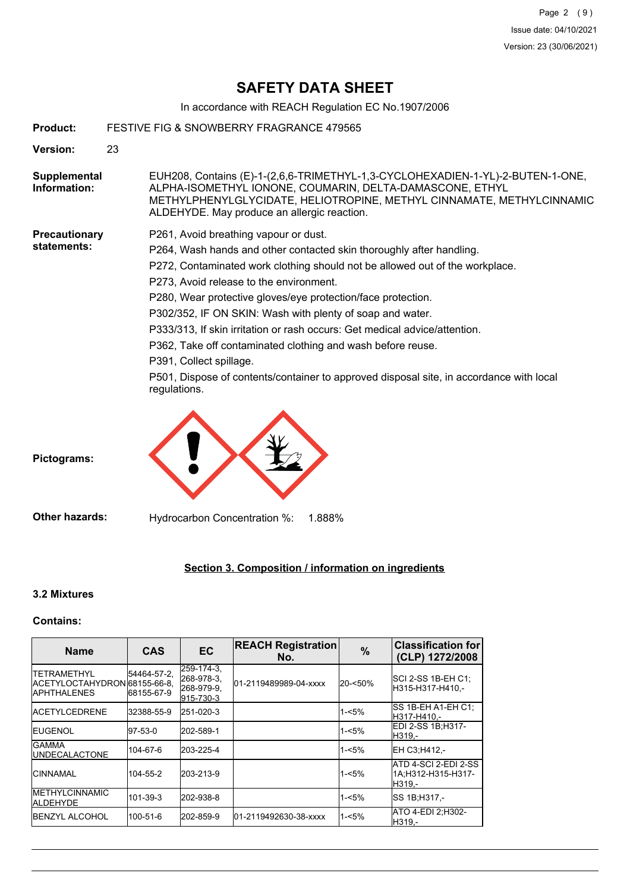# SAFETY DATA SHEET

In accordance with REACH Regulation EC No.1907/2006

**Product:** FESTIVE FIG & SNOWBERRY FRAGRANCE 479565

**Version:** 23

**Supplemental Information:** EUH208, Contains (E)-1-(2,6,6-TRIMETHYL-1,3-CYCLOHEXADIEN-1-YL)-2-BUTEN-1-ONE, ALPHA-ISOMETHYL IONONE, COUMARIN, DELTA-DAMASCONE, ETHYL METHYLPHENYLGLYCIDATE, HELIOTROPINE, METHYL CINNAMATE, METHYLCINNAMIC ALDEHYDE. May produce an allergic reaction.

**Precautionary statements:**

P261, Avoid breathing vapour or dust.

P264, Wash hands and other contacted skin thoroughly after handling.

P272, Contaminated work clothing should not be allowed out of the workplace.

P273, Avoid release to the environment.

P280, Wear protective gloves/eye protection/face protection.

P302/352, IF ON SKIN: Wash with plenty of soap and water.

P333/313, If skin irritation or rash occurs: Get medical advice/attention.

P362, Take off contaminated clothing and wash before reuse.

P391, Collect spillage.

P501, Dispose of contents/container to approved disposal site, in accordance with local regulations.

**Pictograms:**

**Other hazards:** Hydrocarbon Concentration %: 1.888%

## Section 3. Composition / information on ingredients

### 3.2 Mixtures

**Contains:**

| Name | CAS | EC | REACH Registration No. | % | Classification for (CLP) 1272/2008 |
|---|---|---|---|---|---|
| TETRAMETHYL ACETYLOCTAHYDRONAPHTHALENES | 54464-57-2, 68155-66-8, 68155-67-9 | 259-174-3, 268-978-3, 268-979-9, 915-730-3 | 01-2119489989-04-xxxx | 20-<50% | SCI 2-SS 1B-EH C1;H315-H317-H410,- |
| ACETYLCEDRENE | 32388-55-9 | 251-020-3 | | 1-<5% | SS 1B-EH A1-EH C1;H317-H410,- |
| EUGENOL | 97-53-0 | 202-589-1 | | 1-<5% | EDI 2-SS 1B;H317-H319,- |
| GAMMA UNDECALACTONE | 104-67-6 | 203-225-4 | | 1-<5% | EH C3;H412,- |
| CINNAMAL | 104-55-2 | 203-213-9 | | 1-<5% | ATD 4-SCI 2-EDI 2-SS 1A;H312-H315-H317-H319,- |
| METHYLCINNAMIC ALDEHYDE | 101-39-3 | 202-938-8 | | 1-<5% | SS 1B;H317,- |
| BENZYL ALCOHOL | 100-51-6 | 202-859-9 | 01-2119492630-38-xxxx | 1-<5% | ATO 4-EDI 2;H302-H319,- |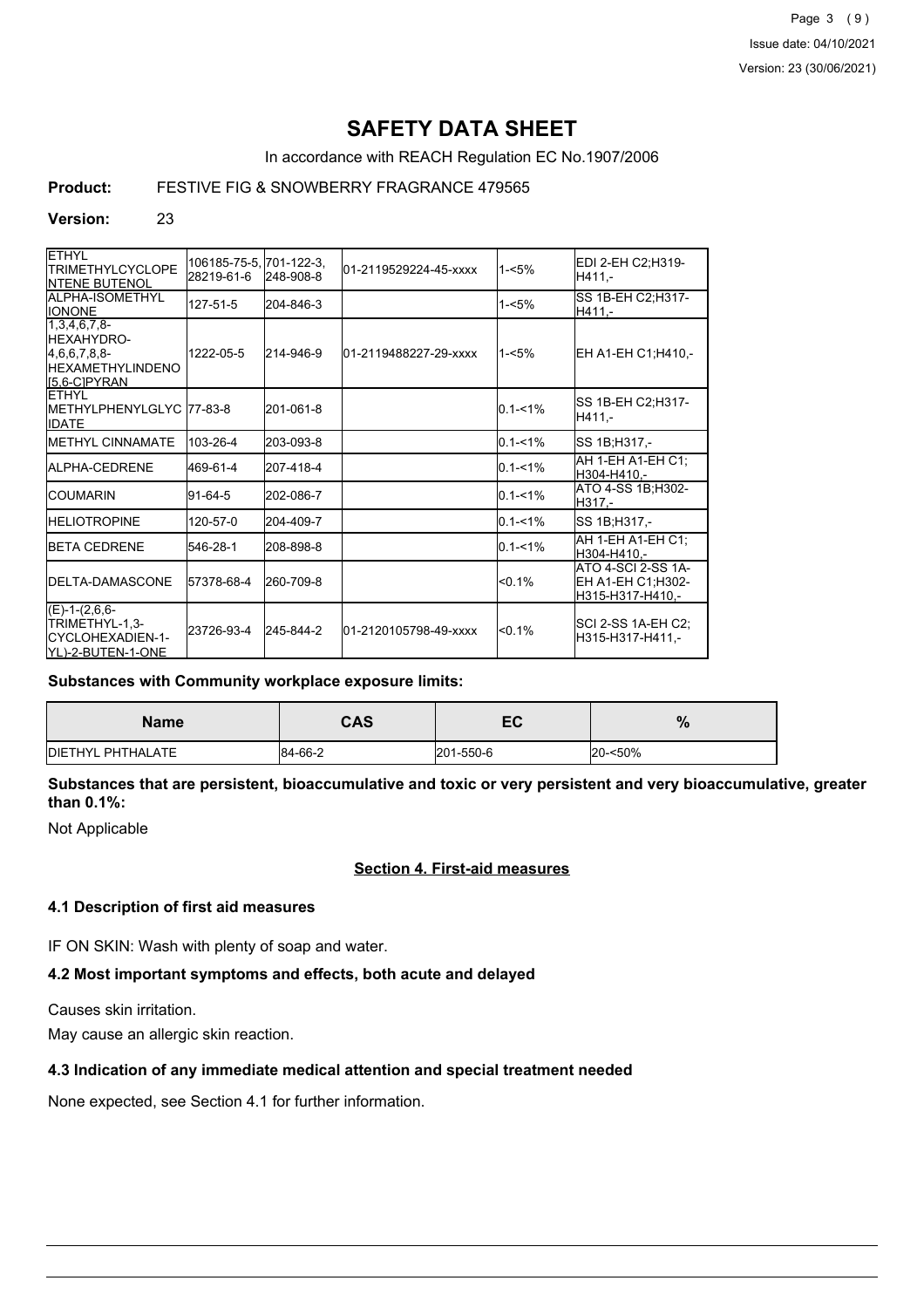# SAFETY DATA SHEET

In accordance with REACH Regulation EC No.1907/2006

**Product:** FESTIVE FIG & SNOWBERRY FRAGRANCE 479565

**Version:** 23

| | | | | | |
|---|---|---|---|---|---|
| ETHYL TRIMETHYLCYCLOPENTENE BUTENOL | 106185-75-5, 28219-61-6 | 701-122-3, 248-908-8 | 01-2119529224-45-xxxx | 1-<5% | EDI 2-EH C2;H319-H411,- |
| ALPHA-ISOMETHYL IONONE | 127-51-5 | 204-846-3 | | 1-<5% | SS 1B-EH C2;H317-H411,- |
| 1,3,4,6,7,8-HEXAHYDRO-4,6,6,7,8,8-HEXAMETHYLINDENO[5,6-C]PYRAN | 1222-05-5 | 214-946-9 | 01-2119488227-29-xxxx | 1-<5% | EH A1-EH C1;H410,- |
| ETHYL METHYLPHENYLGLYCIDATE | 77-83-8 | 201-061-8 | | 0.1-<1% | SS 1B-EH C2;H317-H411,- |
| METHYL CINNAMATE | 103-26-4 | 203-093-8 | | 0.1-<1% | SS 1B;H317,- |
| ALPHA-CEDRENE | 469-61-4 | 207-418-4 | | 0.1-<1% | AH 1-EH A1-EH C1;H304-H410,- |
| COUMARIN | 91-64-5 | 202-086-7 | | 0.1-<1% | ATO 4-SS 1B;H302-H317,- |
| HELIOTROPINE | 120-57-0 | 204-409-7 | | 0.1-<1% | SS 1B;H317,- |
| BETA CEDRENE | 546-28-1 | 208-898-8 | | 0.1-<1% | AH 1-EH A1-EH C1;H304-H410,- |
| DELTA-DAMASCONE | 57378-68-4 | 260-709-8 | | <0.1% | ATO 4-SCI 2-SS 1A-EH A1-EH C1;H302-H315-H317-H410,- |
| (E)-1-(2,6,6-TRIMETHYL-1,3-CYCLOHEXADIEN-1-YL)-2-BUTEN-1-ONE | 23726-93-4 | 245-844-2 | 01-2120105798-49-xxxx | <0.1% | SCI 2-SS 1A-EH C2;H315-H317-H411,- |

**Substances with Community workplace exposure limits:**

| Name | CAS | EC | % |
|---|---|---|---|
| DIETHYL PHTHALATE | 84-66-2 | 201-550-6 | 20-<50% |

**Substances that are persistent, bioaccumulative and toxic or very persistent and very bioaccumulative, greater than 0.1%:**

Not Applicable

## Section 4. First-aid measures

### 4.1 Description of first aid measures

IF ON SKIN: Wash with plenty of soap and water.

### 4.2 Most important symptoms and effects, both acute and delayed

Causes skin irritation.

May cause an allergic skin reaction.

### 4.3 Indication of any immediate medical attention and special treatment needed

None expected, see Section 4.1 for further information.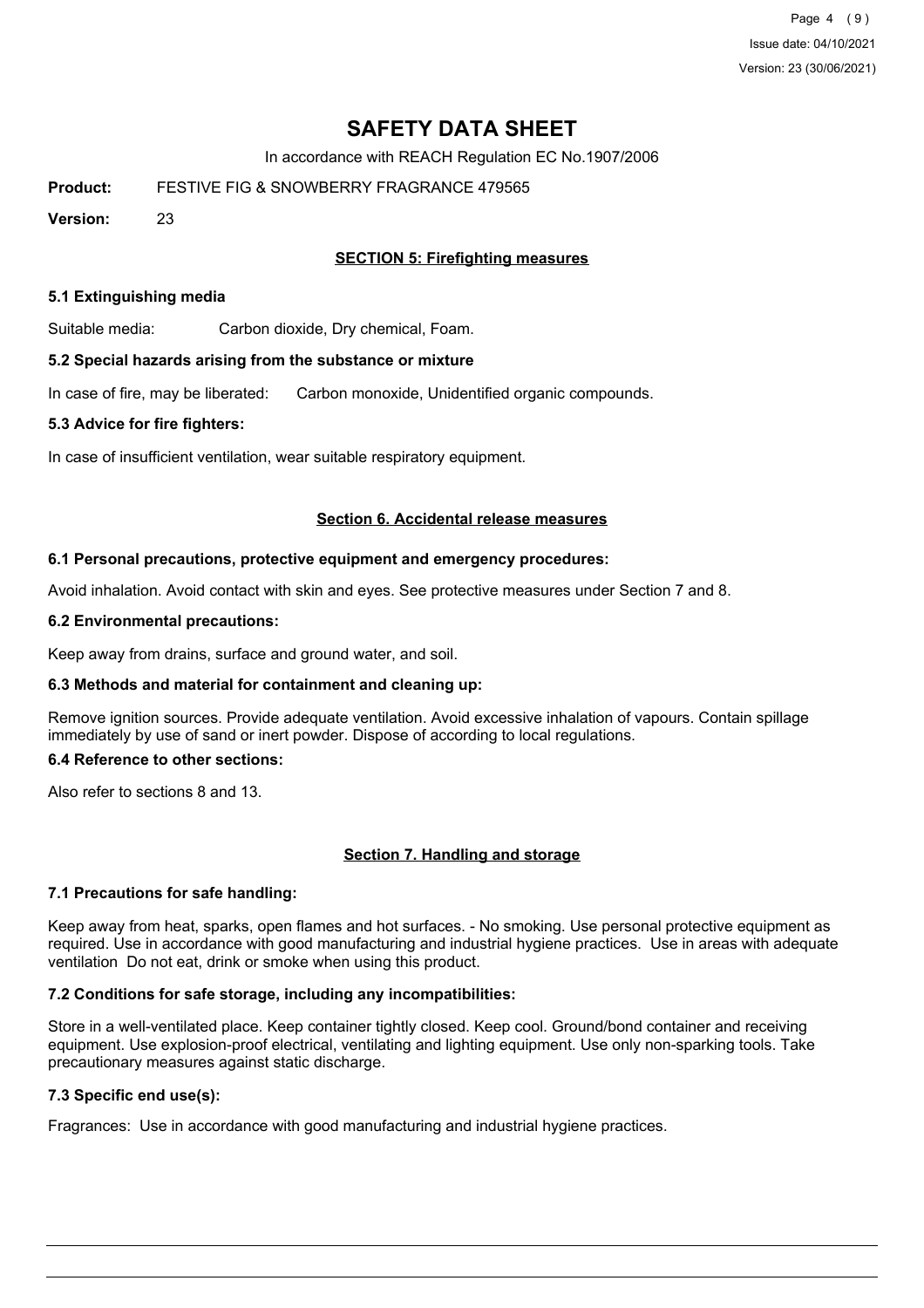# SAFETY DATA SHEET

In accordance with REACH Regulation EC No.1907/2006

**Product:** FESTIVE FIG & SNOWBERRY FRAGRANCE 479565

**Version:** 23

## SECTION 5: Firefighting measures

### 5.1 Extinguishing media

Suitable media: Carbon dioxide, Dry chemical, Foam.

### 5.2 Special hazards arising from the substance or mixture

In case of fire, may be liberated: Carbon monoxide, Unidentified organic compounds.

### 5.3 Advice for fire fighters:

In case of insufficient ventilation, wear suitable respiratory equipment.

## Section 6. Accidental release measures

### 6.1 Personal precautions, protective equipment and emergency procedures:

Avoid inhalation. Avoid contact with skin and eyes. See protective measures under Section 7 and 8.

### 6.2 Environmental precautions:

Keep away from drains, surface and ground water, and soil.

### 6.3 Methods and material for containment and cleaning up:

Remove ignition sources. Provide adequate ventilation. Avoid excessive inhalation of vapours. Contain spillage immediately by use of sand or inert powder. Dispose of according to local regulations.

### 6.4 Reference to other sections:

Also refer to sections 8 and 13.

## Section 7. Handling and storage

### 7.1 Precautions for safe handling:

Keep away from heat, sparks, open flames and hot surfaces. - No smoking. Use personal protective equipment as required. Use in accordance with good manufacturing and industrial hygiene practices. Use in areas with adequate ventilation Do not eat, drink or smoke when using this product.

### 7.2 Conditions for safe storage, including any incompatibilities:

Store in a well-ventilated place. Keep container tightly closed. Keep cool. Ground/bond container and receiving equipment. Use explosion-proof electrical, ventilating and lighting equipment. Use only non-sparking tools. Take precautionary measures against static discharge.

### 7.3 Specific end use(s):

Fragrances: Use in accordance with good manufacturing and industrial hygiene practices.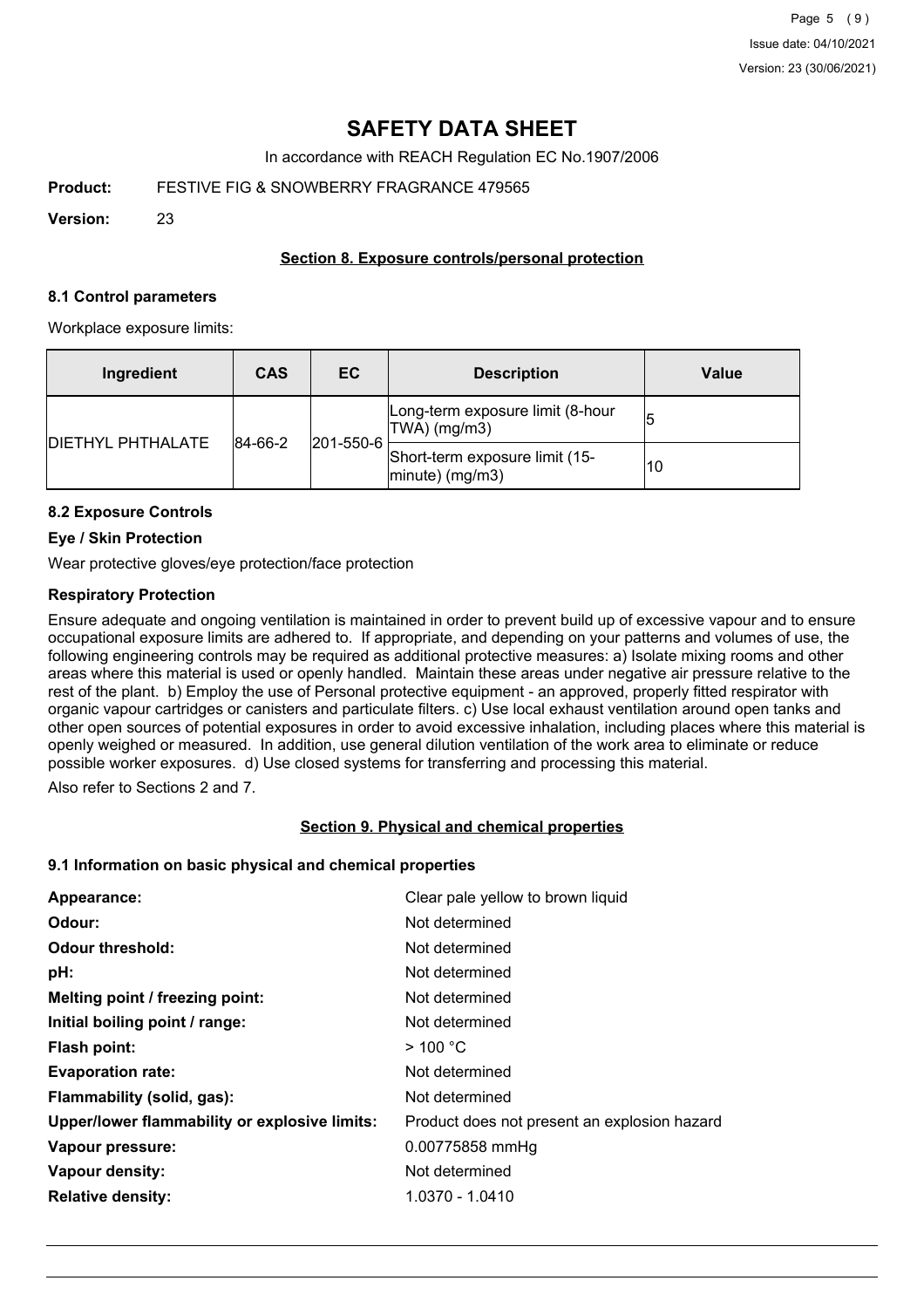# SAFETY DATA SHEET

In accordance with REACH Regulation EC No.1907/2006

**Product:** FESTIVE FIG & SNOWBERRY FRAGRANCE 479565

**Version:** 23

## Section 8. Exposure controls/personal protection

### 8.1 Control parameters

Workplace exposure limits:

| Ingredient | CAS | EC | Description | Value |
|---|---|---|---|---|
| DIETHYL PHTHALATE | 84-66-2 | 201-550-6 | Long-term exposure limit (8-hour TWA) (mg/m3) | 5 |
| | | | Short-term exposure limit (15-minute) (mg/m3) | 10 |

### 8.2 Exposure Controls

**Eye / Skin Protection**

Wear protective gloves/eye protection/face protection

**Respiratory Protection**

Ensure adequate and ongoing ventilation is maintained in order to prevent build up of excessive vapour and to ensure occupational exposure limits are adhered to. If appropriate, and depending on your patterns and volumes of use, the following engineering controls may be required as additional protective measures: a) Isolate mixing rooms and other areas where this material is used or openly handled. Maintain these areas under negative air pressure relative to the rest of the plant. b) Employ the use of Personal protective equipment - an approved, properly fitted respirator with organic vapour cartridges or canisters and particulate filters. c) Use local exhaust ventilation around open tanks and other open sources of potential exposures in order to avoid excessive inhalation, including places where this material is openly weighed or measured. In addition, use general dilution ventilation of the work area to eliminate or reduce possible worker exposures. d) Use closed systems for transferring and processing this material.

Also refer to Sections 2 and 7.

## Section 9. Physical and chemical properties

### 9.1 Information on basic physical and chemical properties

| | |
|---|---|
| **Appearance:** | Clear pale yellow to brown liquid |
| **Odour:** | Not determined |
| **Odour threshold:** | Not determined |
| **pH:** | Not determined |
| **Melting point / freezing point:** | Not determined |
| **Initial boiling point / range:** | Not determined |
| **Flash point:** | > 100 °C |
| **Evaporation rate:** | Not determined |
| **Flammability (solid, gas):** | Not determined |
| **Upper/lower flammability or explosive limits:** | Product does not present an explosion hazard |
| **Vapour pressure:** | 0.00775858 mmHg |
| **Vapour density:** | Not determined |
| **Relative density:** | 1.0370 - 1.0410 |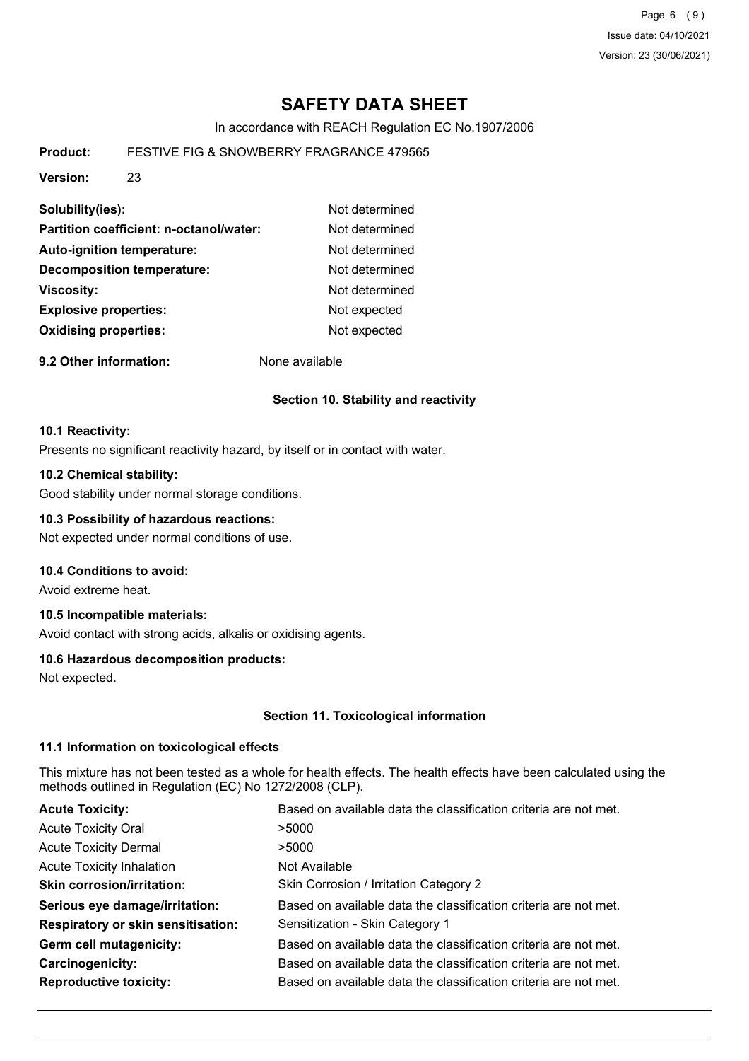# SAFETY DATA SHEET

In accordance with REACH Regulation EC No.1907/2006

**Product:** FESTIVE FIG & SNOWBERRY FRAGRANCE 479565

**Version:** 23

| | |
|---|---|
| **Solubility(ies):** | Not determined |
| **Partition coefficient: n-octanol/water:** | Not determined |
| **Auto-ignition temperature:** | Not determined |
| **Decomposition temperature:** | Not determined |
| **Viscosity:** | Not determined |
| **Explosive properties:** | Not expected |
| **Oxidising properties:** | Not expected |

**9.2 Other information:** None available

## Section 10. Stability and reactivity

### 10.1 Reactivity:

Presents no significant reactivity hazard, by itself or in contact with water.

### 10.2 Chemical stability:

Good stability under normal storage conditions.

### 10.3 Possibility of hazardous reactions:

Not expected under normal conditions of use.

### 10.4 Conditions to avoid:

Avoid extreme heat.

### 10.5 Incompatible materials:

Avoid contact with strong acids, alkalis or oxidising agents.

### 10.6 Hazardous decomposition products:

Not expected.

## Section 11. Toxicological information

### 11.1 Information on toxicological effects

This mixture has not been tested as a whole for health effects. The health effects have been calculated using the methods outlined in Regulation (EC) No 1272/2008 (CLP).

| | |
|---|---|
| **Acute Toxicity:** | Based on available data the classification criteria are not met. |
| Acute Toxicity Oral | >5000 |
| Acute Toxicity Dermal | >5000 |
| Acute Toxicity Inhalation | Not Available |
| **Skin corrosion/irritation:** | Skin Corrosion / Irritation Category 2 |
| **Serious eye damage/irritation:** | Based on available data the classification criteria are not met. |
| **Respiratory or skin sensitisation:** | Sensitization - Skin Category 1 |
| **Germ cell mutagenicity:** | Based on available data the classification criteria are not met. |
| **Carcinogenicity:** | Based on available data the classification criteria are not met. |
| **Reproductive toxicity:** | Based on available data the classification criteria are not met. |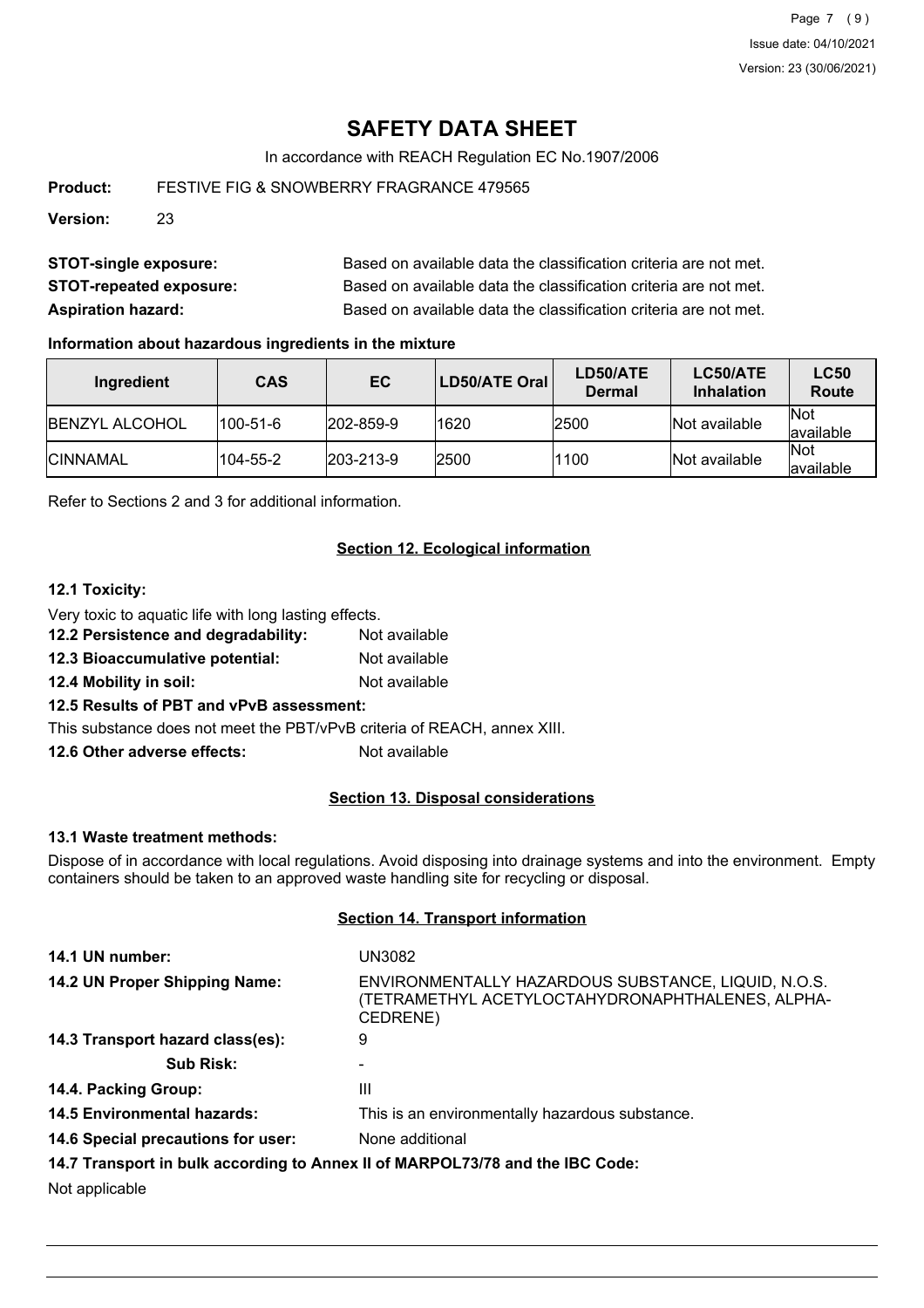# SAFETY DATA SHEET

In accordance with REACH Regulation EC No.1907/2006

**Product:** FESTIVE FIG & SNOWBERRY FRAGRANCE 479565

**Version:** 23

**STOT-single exposure:** Based on available data the classification criteria are not met.

**STOT-repeated exposure:** Based on available data the classification criteria are not met.

**Aspiration hazard:** Based on available data the classification criteria are not met.

**Information about hazardous ingredients in the mixture**

| Ingredient | CAS | EC | LD50/ATE Oral | LD50/ATE Dermal | LC50/ATE Inhalation | LC50 Route |
|---|---|---|---|---|---|---|
| BENZYL ALCOHOL | 100-51-6 | 202-859-9 | 1620 | 2500 | Not available | Not available |
| CINNAMAL | 104-55-2 | 203-213-9 | 2500 | 1100 | Not available | Not available |

Refer to Sections 2 and 3 for additional information.

## Section 12. Ecological information

**12.1 Toxicity:**

Very toxic to aquatic life with long lasting effects.

**12.2 Persistence and degradability:** Not available

**12.3 Bioaccumulative potential:** Not available

**12.4 Mobility in soil:** Not available

**12.5 Results of PBT and vPvB assessment:**

This substance does not meet the PBT/vPvB criteria of REACH, annex XIII.

**12.6 Other adverse effects:** Not available

## Section 13. Disposal considerations

**13.1 Waste treatment methods:**

Dispose of in accordance with local regulations. Avoid disposing into drainage systems and into the environment. Empty containers should be taken to an approved waste handling site for recycling or disposal.

## Section 14. Transport information

**14.1 UN number:** UN3082

**14.2 UN Proper Shipping Name:** ENVIRONMENTALLY HAZARDOUS SUBSTANCE, LIQUID, N.O.S. (TETRAMETHYL ACETYLOCTAHYDRONAPHTHALENES, ALPHA-CEDRENE)

**14.3 Transport hazard class(es):** 9

**Sub Risk:** -

**14.4. Packing Group:** III

**14.5 Environmental hazards:** This is an environmentally hazardous substance.

**14.6 Special precautions for user:** None additional

**14.7 Transport in bulk according to Annex II of MARPOL73/78 and the IBC Code:**

Not applicable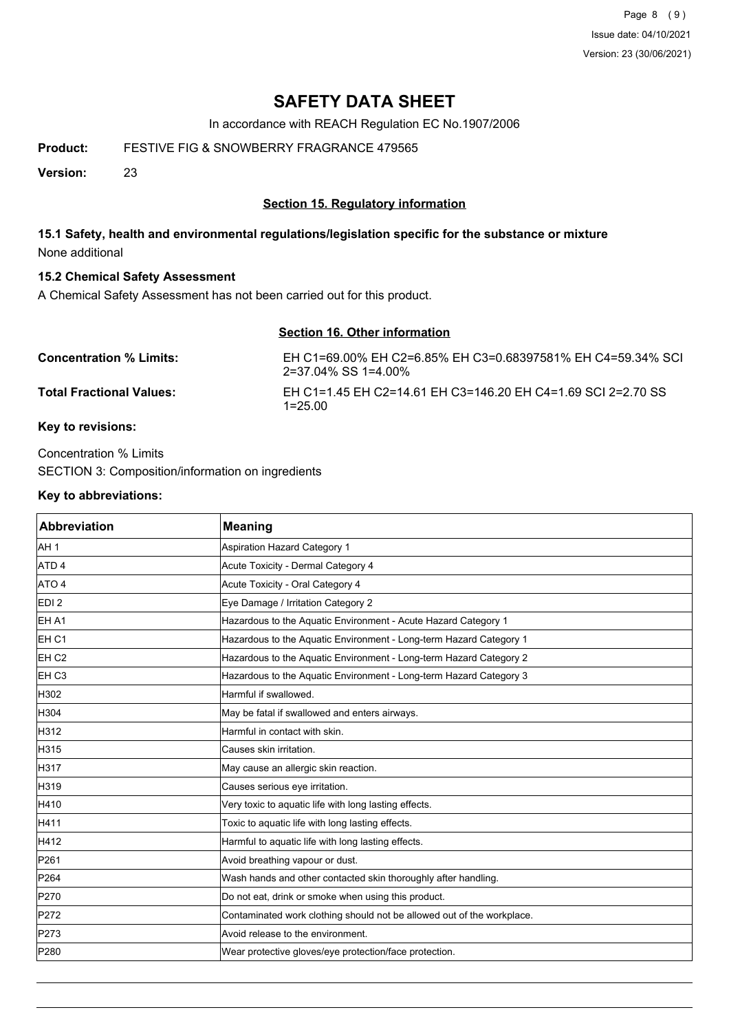# SAFETY DATA SHEET

In accordance with REACH Regulation EC No.1907/2006

**Product:** FESTIVE FIG & SNOWBERRY FRAGRANCE 479565

**Version:** 23

## Section 15. Regulatory information

### 15.1 Safety, health and environmental regulations/legislation specific for the substance or mixture

None additional

### 15.2 Chemical Safety Assessment

A Chemical Safety Assessment has not been carried out for this product.

## Section 16. Other information

**Concentration % Limits:** EH C1=69.00% EH C2=6.85% EH C3=0.68397581% EH C4=59.34% SCI 2=37.04% SS 1=4.00%

**Total Fractional Values:** EH C1=1.45 EH C2=14.61 EH C3=146.20 EH C4=1.69 SCI 2=2.70 SS 1=25.00

**Key to revisions:**

Concentration % Limits

SECTION 3: Composition/information on ingredients

**Key to abbreviations:**

| Abbreviation | Meaning |
|---|---|
| AH 1 | Aspiration Hazard Category 1 |
| ATD 4 | Acute Toxicity - Dermal Category 4 |
| ATO 4 | Acute Toxicity - Oral Category 4 |
| EDI 2 | Eye Damage / Irritation Category 2 |
| EH A1 | Hazardous to the Aquatic Environment - Acute Hazard Category 1 |
| EH C1 | Hazardous to the Aquatic Environment - Long-term Hazard Category 1 |
| EH C2 | Hazardous to the Aquatic Environment - Long-term Hazard Category 2 |
| EH C3 | Hazardous to the Aquatic Environment - Long-term Hazard Category 3 |
| H302 | Harmful if swallowed. |
| H304 | May be fatal if swallowed and enters airways. |
| H312 | Harmful in contact with skin. |
| H315 | Causes skin irritation. |
| H317 | May cause an allergic skin reaction. |
| H319 | Causes serious eye irritation. |
| H410 | Very toxic to aquatic life with long lasting effects. |
| H411 | Toxic to aquatic life with long lasting effects. |
| H412 | Harmful to aquatic life with long lasting effects. |
| P261 | Avoid breathing vapour or dust. |
| P264 | Wash hands and other contacted skin thoroughly after handling. |
| P270 | Do not eat, drink or smoke when using this product. |
| P272 | Contaminated work clothing should not be allowed out of the workplace. |
| P273 | Avoid release to the environment. |
| P280 | Wear protective gloves/eye protection/face protection. |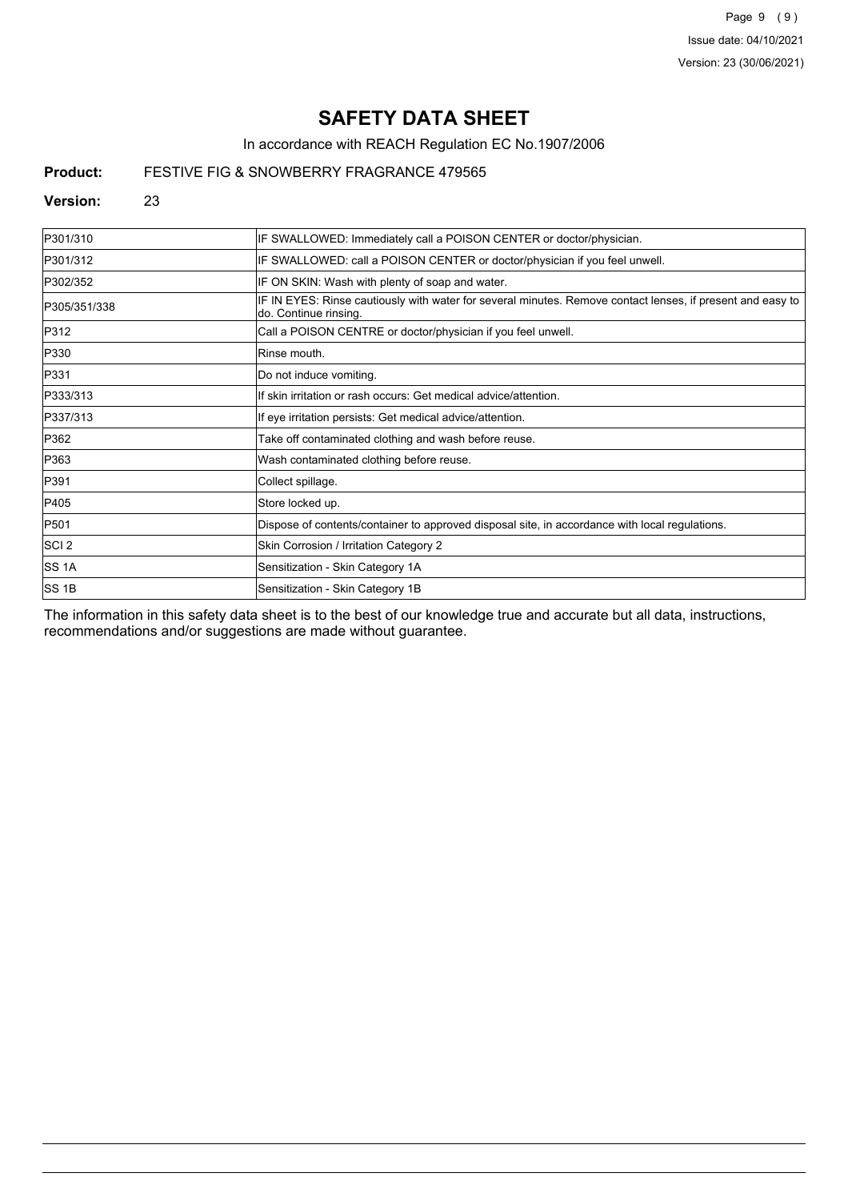# SAFETY DATA SHEET

In accordance with REACH Regulation EC No.1907/2006

**Product:** FESTIVE FIG & SNOWBERRY FRAGRANCE 479565

**Version:** 23

| | |
|---|---|
| P301/310 | IF SWALLOWED: Immediately call a POISON CENTER or doctor/physician. |
| P301/312 | IF SWALLOWED: call a POISON CENTER or doctor/physician if you feel unwell. |
| P302/352 | IF ON SKIN: Wash with plenty of soap and water. |
| P305/351/338 | IF IN EYES: Rinse cautiously with water for several minutes. Remove contact lenses, if present and easy to do. Continue rinsing. |
| P312 | Call a POISON CENTRE or doctor/physician if you feel unwell. |
| P330 | Rinse mouth. |
| P331 | Do not induce vomiting. |
| P333/313 | If skin irritation or rash occurs: Get medical advice/attention. |
| P337/313 | If eye irritation persists: Get medical advice/attention. |
| P362 | Take off contaminated clothing and wash before reuse. |
| P363 | Wash contaminated clothing before reuse. |
| P391 | Collect spillage. |
| P405 | Store locked up. |
| P501 | Dispose of contents/container to approved disposal site, in accordance with local regulations. |
| SCI 2 | Skin Corrosion / Irritation Category 2 |
| SS 1A | Sensitization - Skin Category 1A |
| SS 1B | Sensitization - Skin Category 1B |

The information in this safety data sheet is to the best of our knowledge true and accurate but all data, instructions, recommendations and/or suggestions are made without guarantee.